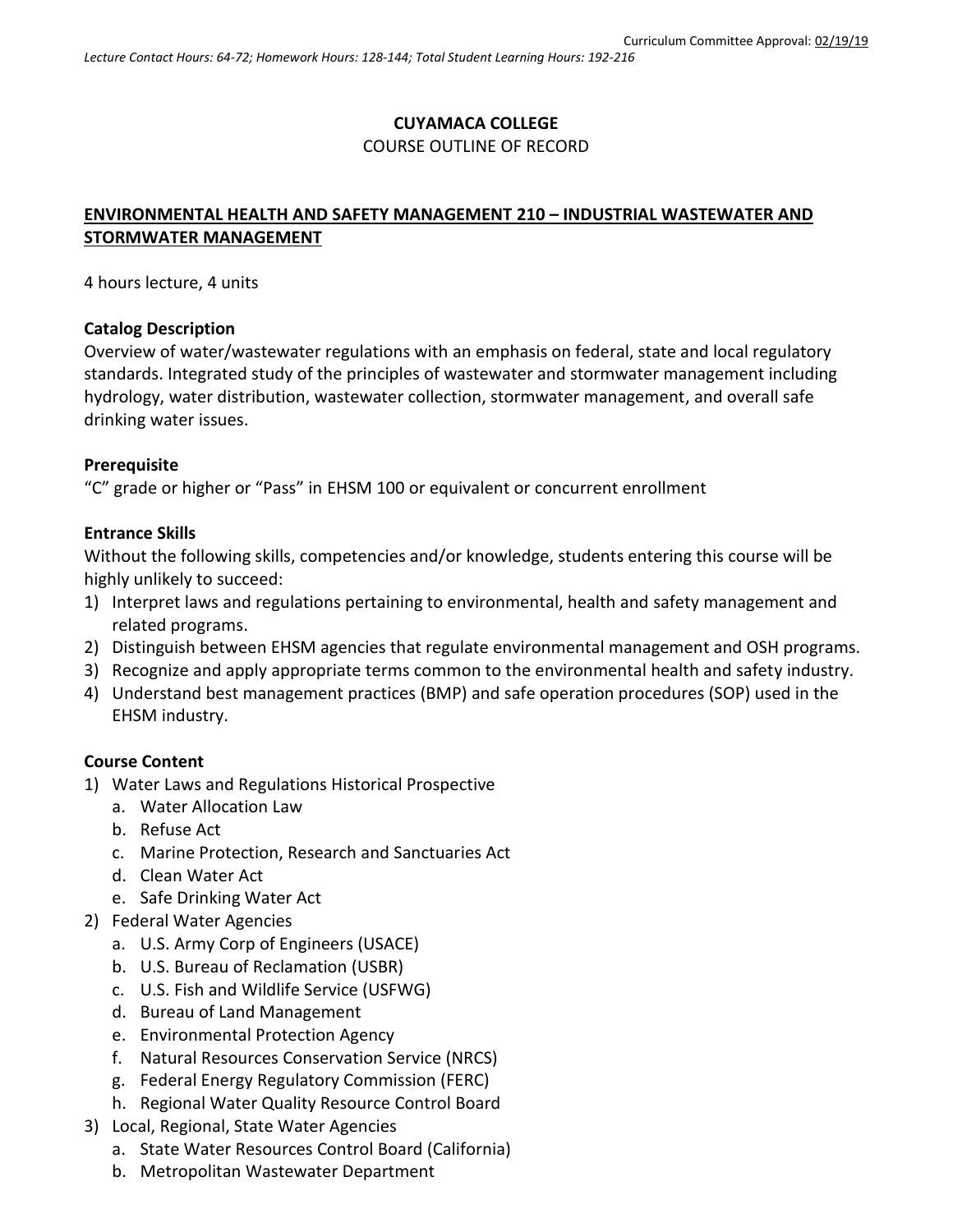Curriculum Committee Approval: 02/19/19

*Lecture Contact Hours: 64-72; Homework Hours: 128-144; Total Student Learning Hours: 192-216*

**CUYAMACA COLLEGE**

COURSE OUTLINE OF RECORD

**ENVIRONMENTAL HEALTH AND SAFETY MANAGEMENT 210 – INDUSTRIAL WASTEWATER AND STORMWATER MANAGEMENT**

4 hours lecture, 4 units

**Catalog Description**

Overview of water/wastewater regulations with an emphasis on federal, state and local regulatory standards. Integrated study of the principles of wastewater and stormwater management including hydrology, water distribution, wastewater collection, stormwater management, and overall safe drinking water issues.

**Prerequisite**

"C" grade or higher or "Pass" in EHSM 100 or equivalent or concurrent enrollment

**Entrance Skills**

Without the following skills, competencies and/or knowledge, students entering this course will be highly unlikely to succeed:

1) Interpret laws and regulations pertaining to environmental, health and safety management and related programs.
2) Distinguish between EHSM agencies that regulate environmental management and OSH programs.
3) Recognize and apply appropriate terms common to the environmental health and safety industry.
4) Understand best management practices (BMP) and safe operation procedures (SOP) used in the EHSM industry.

**Course Content**

1) Water Laws and Regulations Historical Prospective
   a. Water Allocation Law
   b. Refuse Act
   c. Marine Protection, Research and Sanctuaries Act
   d. Clean Water Act
   e. Safe Drinking Water Act
2) Federal Water Agencies
   a. U.S. Army Corp of Engineers (USACE)
   b. U.S. Bureau of Reclamation (USBR)
   c. U.S. Fish and Wildlife Service (USFWG)
   d. Bureau of Land Management
   e. Environmental Protection Agency
   f. Natural Resources Conservation Service (NRCS)
   g. Federal Energy Regulatory Commission (FERC)
   h. Regional Water Quality Resource Control Board
3) Local, Regional, State Water Agencies
   a. State Water Resources Control Board (California)
   b. Metropolitan Wastewater Department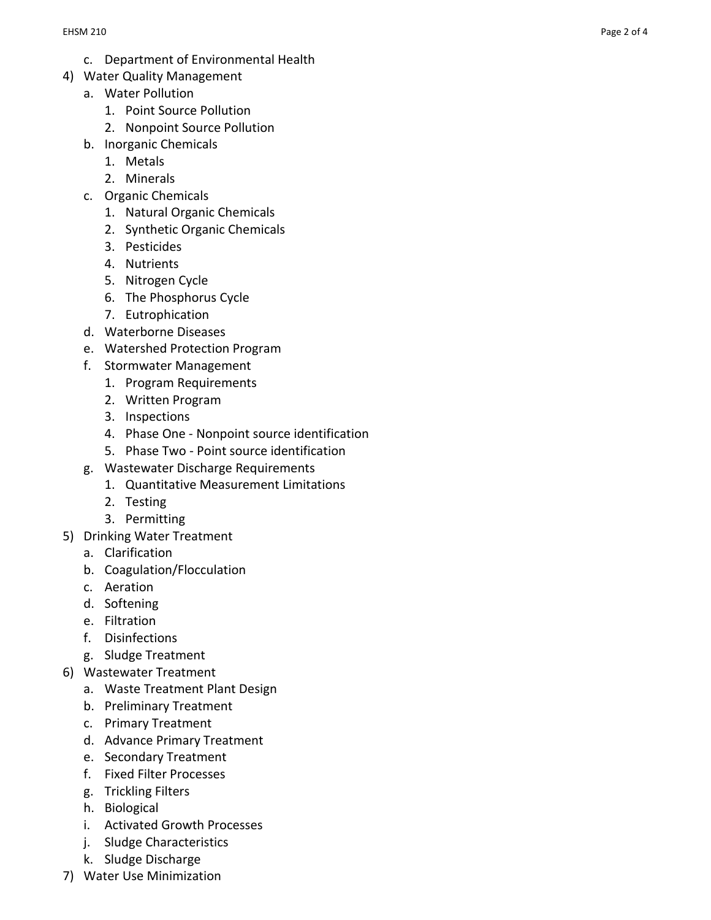c. Department of Environmental Health
4) Water Quality Management
    a. Water Pollution
        1. Point Source Pollution
        2. Nonpoint Source Pollution
    b. Inorganic Chemicals
        1. Metals
        2. Minerals
    c. Organic Chemicals
        1. Natural Organic Chemicals
        2. Synthetic Organic Chemicals
        3. Pesticides
        4. Nutrients
        5. Nitrogen Cycle
        6. The Phosphorus Cycle
        7. Eutrophication
    d. Waterborne Diseases
    e. Watershed Protection Program
    f. Stormwater Management
        1. Program Requirements
        2. Written Program
        3. Inspections
        4. Phase One - Nonpoint source identification
        5. Phase Two - Point source identification
    g. Wastewater Discharge Requirements
        1. Quantitative Measurement Limitations
        2. Testing
        3. Permitting
5) Drinking Water Treatment
    a. Clarification
    b. Coagulation/Flocculation
    c. Aeration
    d. Softening
    e. Filtration
    f. Disinfections
    g. Sludge Treatment
6) Wastewater Treatment
    a. Waste Treatment Plant Design
    b. Preliminary Treatment
    c. Primary Treatment
    d. Advance Primary Treatment
    e. Secondary Treatment
    f. Fixed Filter Processes
    g. Trickling Filters
    h. Biological
    i. Activated Growth Processes
    j. Sludge Characteristics
    k. Sludge Discharge
7) Water Use Minimization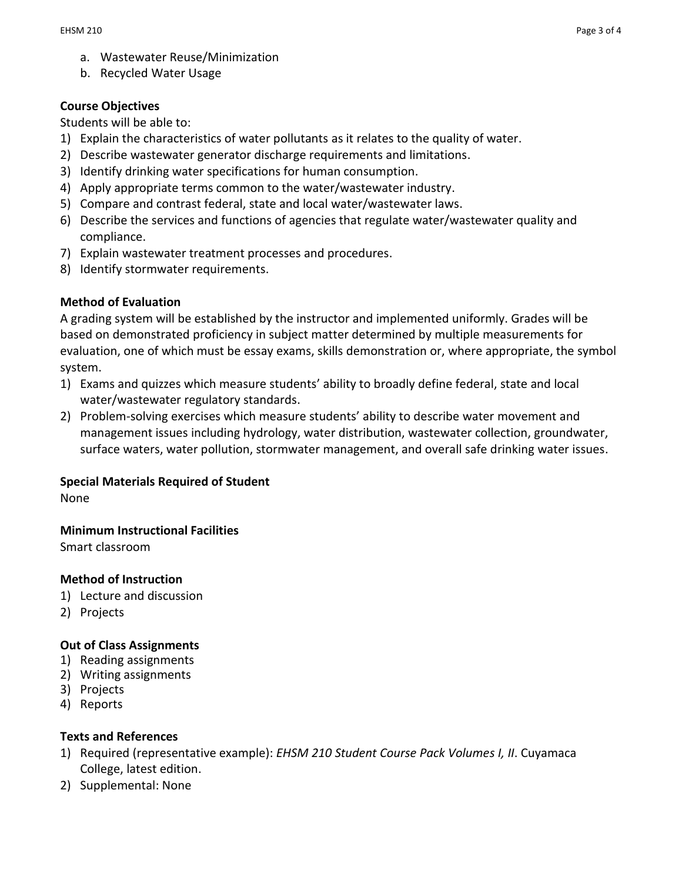a. Wastewater Reuse/Minimization
b. Recycled Water Usage

**Course Objectives**

Students will be able to:

1) Explain the characteristics of water pollutants as it relates to the quality of water.
2) Describe wastewater generator discharge requirements and limitations.
3) Identify drinking water specifications for human consumption.
4) Apply appropriate terms common to the water/wastewater industry.
5) Compare and contrast federal, state and local water/wastewater laws.
6) Describe the services and functions of agencies that regulate water/wastewater quality and compliance.
7) Explain wastewater treatment processes and procedures.
8) Identify stormwater requirements.

**Method of Evaluation**

A grading system will be established by the instructor and implemented uniformly. Grades will be based on demonstrated proficiency in subject matter determined by multiple measurements for evaluation, one of which must be essay exams, skills demonstration or, where appropriate, the symbol system.

1) Exams and quizzes which measure students' ability to broadly define federal, state and local water/wastewater regulatory standards.
2) Problem-solving exercises which measure students' ability to describe water movement and management issues including hydrology, water distribution, wastewater collection, groundwater, surface waters, water pollution, stormwater management, and overall safe drinking water issues.

**Special Materials Required of Student**

None

**Minimum Instructional Facilities**

Smart classroom

**Method of Instruction**

1) Lecture and discussion
2) Projects

**Out of Class Assignments**

1) Reading assignments
2) Writing assignments
3) Projects
4) Reports

**Texts and References**

1) Required (representative example): *EHSM 210 Student Course Pack Volumes I, II*. Cuyamaca College, latest edition.
2) Supplemental: None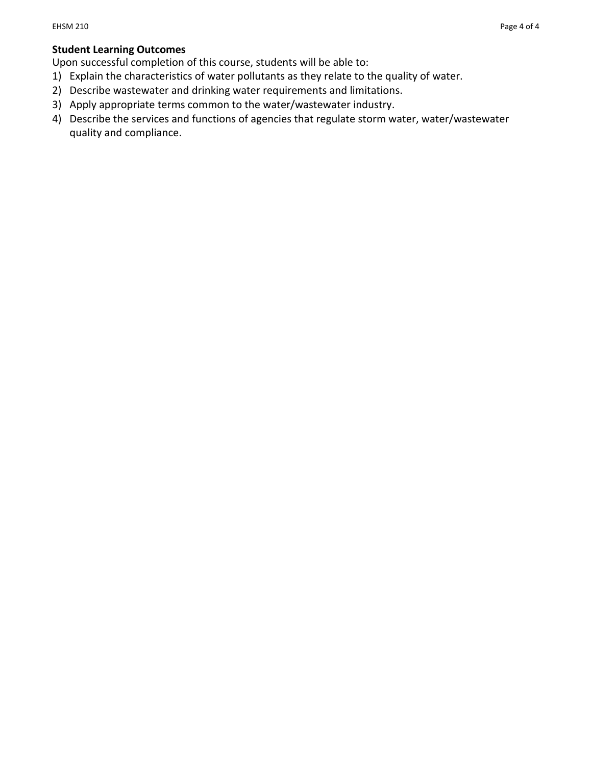**Student Learning Outcomes**

Upon successful completion of this course, students will be able to:

1) Explain the characteristics of water pollutants as they relate to the quality of water.
2) Describe wastewater and drinking water requirements and limitations.
3) Apply appropriate terms common to the water/wastewater industry.
4) Describe the services and functions of agencies that regulate storm water, water/wastewater quality and compliance.